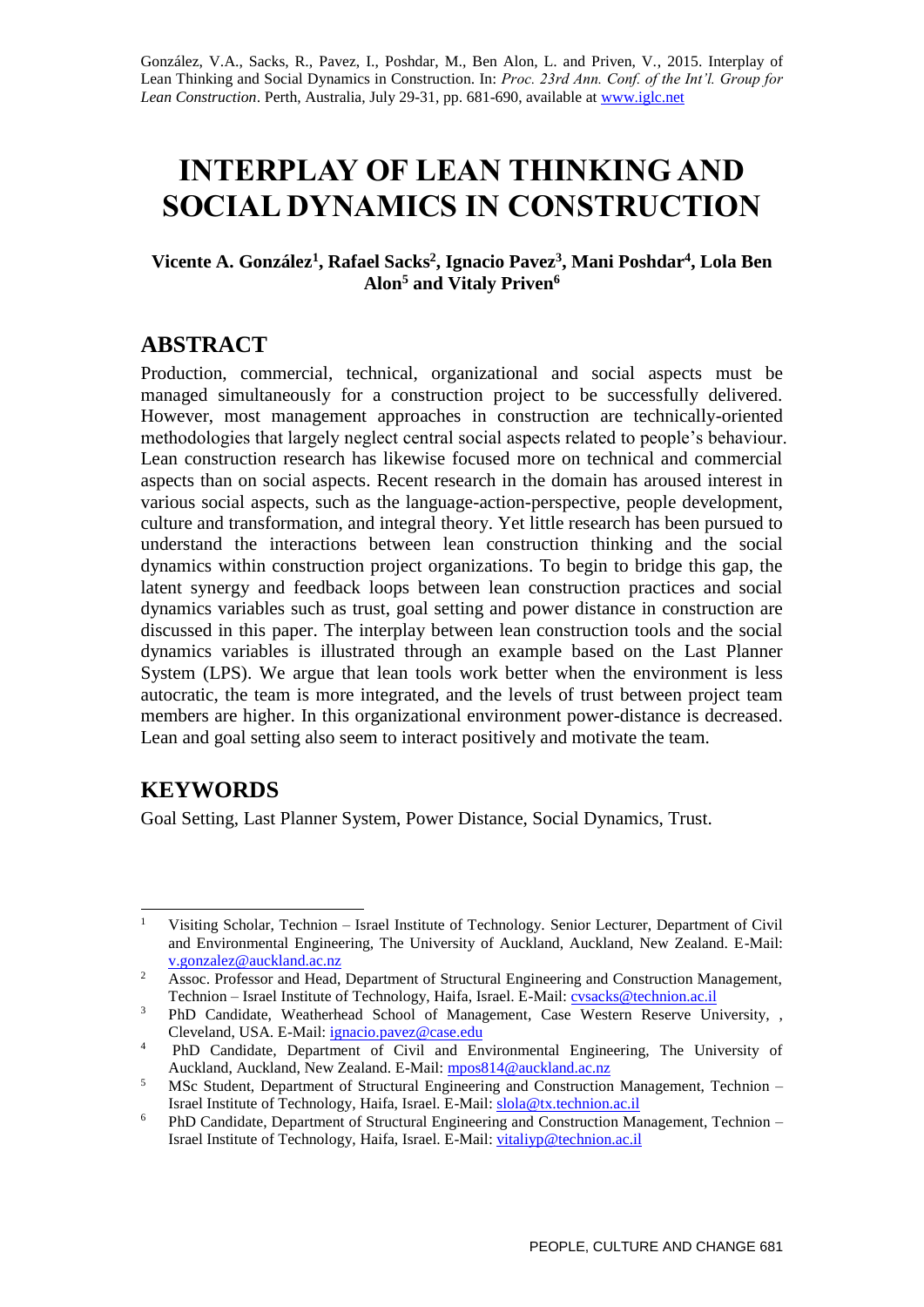González, V.A., Sacks, R., Pavez, I., Poshdar, M., Ben Alon, L. and Priven, V., 2015. Interplay of Lean Thinking and Social Dynamics in Construction. In: *Proc. 23rd Ann. Conf. of the Int'l. Group for Lean Construction*. Perth, Australia, July 29-31, pp. 681-690, available at www.iglc.net

# INTERPLAY OF LEAN THINKING AND SOCIAL DYNAMICS IN CONSTRUCTION

**Vicente A. González[1], Rafael Sacks[2], Ignacio Pavez[3], Mani Poshdar[4], Lola Ben Alon[5] and Vitaly Priven[6]**

## ABSTRACT

Production, commercial, technical, organizational and social aspects must be managed simultaneously for a construction project to be successfully delivered. However, most management approaches in construction are technically-oriented methodologies that largely neglect central social aspects related to people's behaviour. Lean construction research has likewise focused more on technical and commercial aspects than on social aspects. Recent research in the domain has aroused interest in various social aspects, such as the language-action-perspective, people development, culture and transformation, and integral theory. Yet little research has been pursued to understand the interactions between lean construction thinking and the social dynamics within construction project organizations. To begin to bridge this gap, the latent synergy and feedback loops between lean construction practices and social dynamics variables such as trust, goal setting and power distance in construction are discussed in this paper. The interplay between lean construction tools and the social dynamics variables is illustrated through an example based on the Last Planner System (LPS). We argue that lean tools work better when the environment is less autocratic, the team is more integrated, and the levels of trust between project team members are higher. In this organizational environment power-distance is decreased. Lean and goal setting also seem to interact positively and motivate the team.

## KEYWORDS

Goal Setting, Last Planner System, Power Distance, Social Dynamics, Trust.

---

[1] Visiting Scholar, Technion – Israel Institute of Technology. Senior Lecturer, Department of Civil and Environmental Engineering, The University of Auckland, Auckland, New Zealand. E-Mail: v.gonzalez@auckland.ac.nz

[2] Assoc. Professor and Head, Department of Structural Engineering and Construction Management, Technion – Israel Institute of Technology, Haifa, Israel. E-Mail: cvsacks@technion.ac.il

[3] PhD Candidate, Weatherhead School of Management, Case Western Reserve University, , Cleveland, USA. E-Mail: ignacio.pavez@case.edu

[4] PhD Candidate, Department of Civil and Environmental Engineering, The University of Auckland, Auckland, New Zealand. E-Mail: mpos814@auckland.ac.nz

[5] MSc Student, Department of Structural Engineering and Construction Management, Technion – Israel Institute of Technology, Haifa, Israel. E-Mail: slola@tx.technion.ac.il

[6] PhD Candidate, Department of Structural Engineering and Construction Management, Technion – Israel Institute of Technology, Haifa, Israel. E-Mail: vitaliyp@technion.ac.il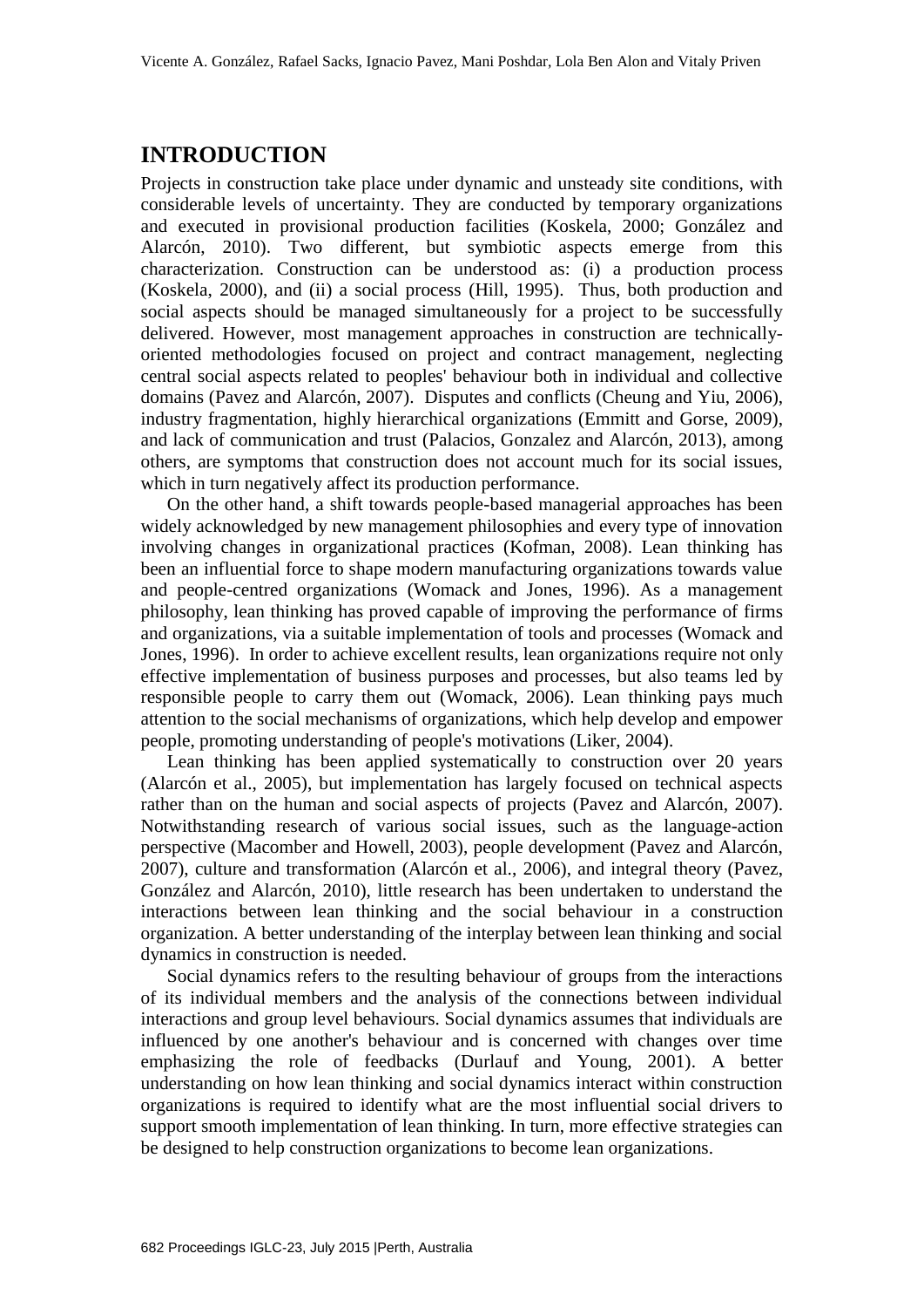## INTRODUCTION

Projects in construction take place under dynamic and unsteady site conditions, with considerable levels of uncertainty. They are conducted by temporary organizations and executed in provisional production facilities (Koskela, 2000; González and Alarcón, 2010). Two different, but symbiotic aspects emerge from this characterization. Construction can be understood as: (i) a production process (Koskela, 2000), and (ii) a social process (Hill, 1995). Thus, both production and social aspects should be managed simultaneously for a project to be successfully delivered. However, most management approaches in construction are technically-oriented methodologies focused on project and contract management, neglecting central social aspects related to peoples' behaviour both in individual and collective domains (Pavez and Alarcón, 2007). Disputes and conflicts (Cheung and Yiu, 2006), industry fragmentation, highly hierarchical organizations (Emmitt and Gorse, 2009), and lack of communication and trust (Palacios, Gonzalez and Alarcón, 2013), among others, are symptoms that construction does not account much for its social issues, which in turn negatively affect its production performance.

On the other hand, a shift towards people-based managerial approaches has been widely acknowledged by new management philosophies and every type of innovation involving changes in organizational practices (Kofman, 2008). Lean thinking has been an influential force to shape modern manufacturing organizations towards value and people-centred organizations (Womack and Jones, 1996). As a management philosophy, lean thinking has proved capable of improving the performance of firms and organizations, via a suitable implementation of tools and processes (Womack and Jones, 1996). In order to achieve excellent results, lean organizations require not only effective implementation of business purposes and processes, but also teams led by responsible people to carry them out (Womack, 2006). Lean thinking pays much attention to the social mechanisms of organizations, which help develop and empower people, promoting understanding of people's motivations (Liker, 2004).

Lean thinking has been applied systematically to construction over 20 years (Alarcón et al., 2005), but implementation has largely focused on technical aspects rather than on the human and social aspects of projects (Pavez and Alarcón, 2007). Notwithstanding research of various social issues, such as the language-action perspective (Macomber and Howell, 2003), people development (Pavez and Alarcón, 2007), culture and transformation (Alarcón et al., 2006), and integral theory (Pavez, González and Alarcón, 2010), little research has been undertaken to understand the interactions between lean thinking and the social behaviour in a construction organization. A better understanding of the interplay between lean thinking and social dynamics in construction is needed.

Social dynamics refers to the resulting behaviour of groups from the interactions of its individual members and the analysis of the connections between individual interactions and group level behaviours. Social dynamics assumes that individuals are influenced by one another's behaviour and is concerned with changes over time emphasizing the role of feedbacks (Durlauf and Young, 2001). A better understanding on how lean thinking and social dynamics interact within construction organizations is required to identify what are the most influential social drivers to support smooth implementation of lean thinking. In turn, more effective strategies can be designed to help construction organizations to become lean organizations.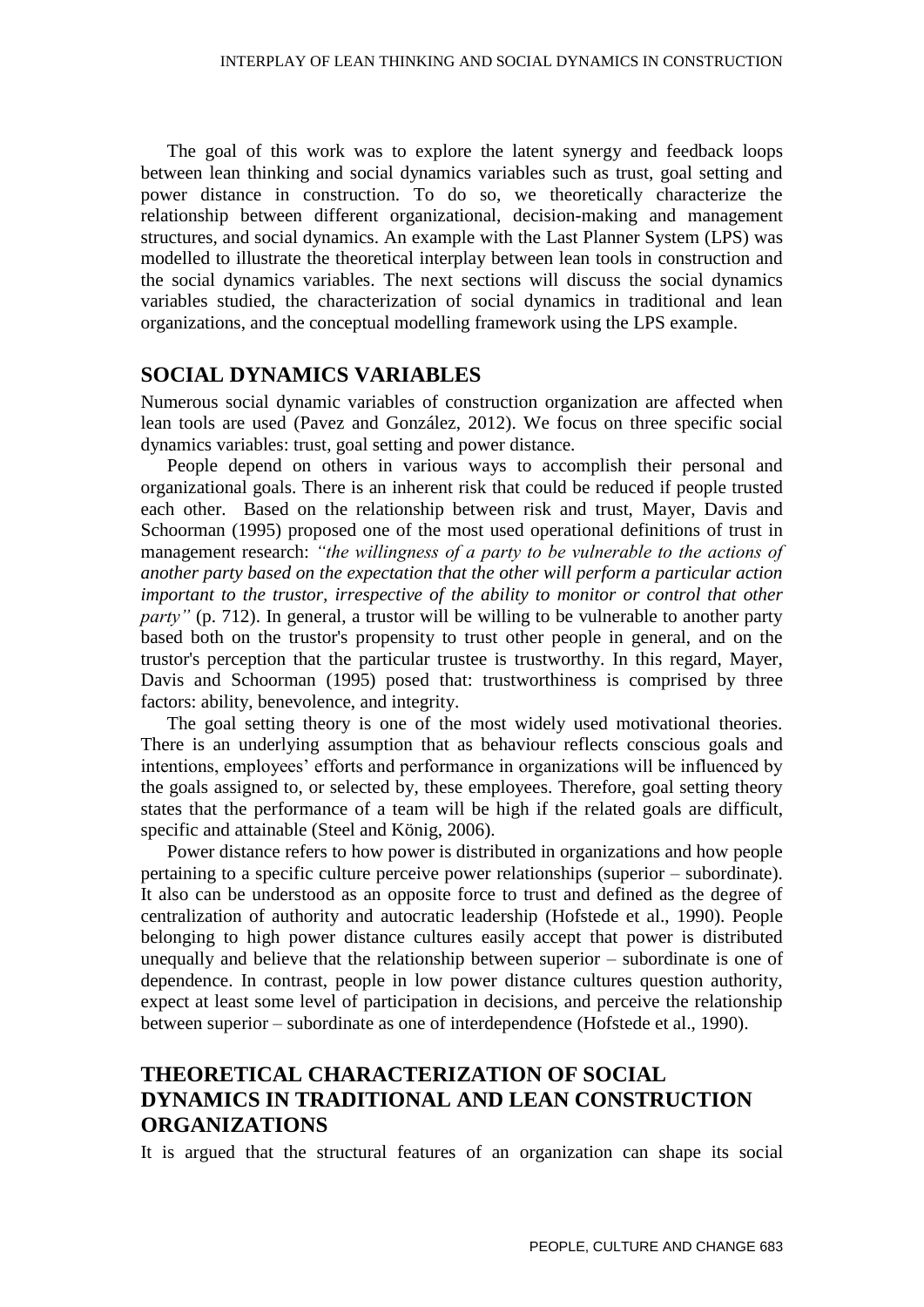The goal of this work was to explore the latent synergy and feedback loops between lean thinking and social dynamics variables such as trust, goal setting and power distance in construction. To do so, we theoretically characterize the relationship between different organizational, decision-making and management structures, and social dynamics. An example with the Last Planner System (LPS) was modelled to illustrate the theoretical interplay between lean tools in construction and the social dynamics variables. The next sections will discuss the social dynamics variables studied, the characterization of social dynamics in traditional and lean organizations, and the conceptual modelling framework using the LPS example.

## SOCIAL DYNAMICS VARIABLES

Numerous social dynamic variables of construction organization are affected when lean tools are used (Pavez and González, 2012). We focus on three specific social dynamics variables: trust, goal setting and power distance.

People depend on others in various ways to accomplish their personal and organizational goals. There is an inherent risk that could be reduced if people trusted each other. Based on the relationship between risk and trust, Mayer, Davis and Schoorman (1995) proposed one of the most used operational definitions of trust in management research: *"the willingness of a party to be vulnerable to the actions of another party based on the expectation that the other will perform a particular action important to the trustor, irrespective of the ability to monitor or control that other party"* (p. 712). In general, a trustor will be willing to be vulnerable to another party based both on the trustor's propensity to trust other people in general, and on the trustor's perception that the particular trustee is trustworthy. In this regard, Mayer, Davis and Schoorman (1995) posed that: trustworthiness is comprised by three factors: ability, benevolence, and integrity.

The goal setting theory is one of the most widely used motivational theories. There is an underlying assumption that as behaviour reflects conscious goals and intentions, employees' efforts and performance in organizations will be influenced by the goals assigned to, or selected by, these employees. Therefore, goal setting theory states that the performance of a team will be high if the related goals are difficult, specific and attainable (Steel and König, 2006).

Power distance refers to how power is distributed in organizations and how people pertaining to a specific culture perceive power relationships (superior – subordinate). It also can be understood as an opposite force to trust and defined as the degree of centralization of authority and autocratic leadership (Hofstede et al., 1990). People belonging to high power distance cultures easily accept that power is distributed unequally and believe that the relationship between superior – subordinate is one of dependence. In contrast, people in low power distance cultures question authority, expect at least some level of participation in decisions, and perceive the relationship between superior – subordinate as one of interdependence (Hofstede et al., 1990).

## THEORETICAL CHARACTERIZATION OF SOCIAL DYNAMICS IN TRADITIONAL AND LEAN CONSTRUCTION ORGANIZATIONS

It is argued that the structural features of an organization can shape its social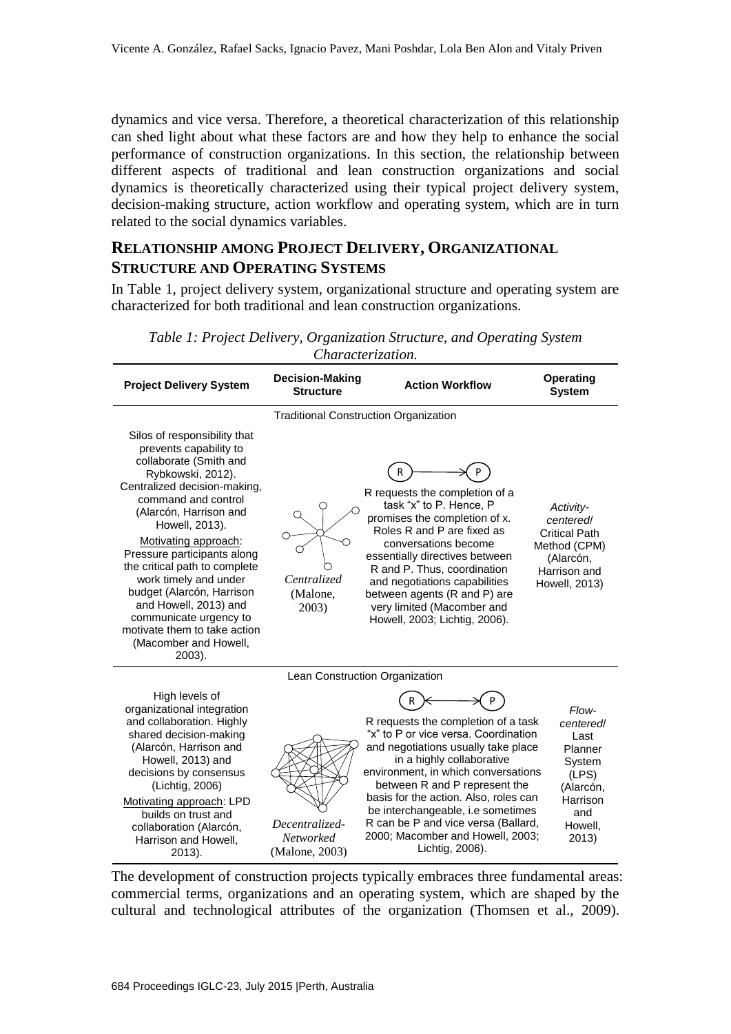dynamics and vice versa. Therefore, a theoretical characterization of this relationship can shed light about what these factors are and how they help to enhance the social performance of construction organizations. In this section, the relationship between different aspects of traditional and lean construction organizations and social dynamics is theoretically characterized using their typical project delivery system, decision-making structure, action workflow and operating system, which are in turn related to the social dynamics variables.

## RELATIONSHIP AMONG PROJECT DELIVERY, ORGANIZATIONAL STRUCTURE AND OPERATING SYSTEMS

In Table 1, project delivery system, organizational structure and operating system are characterized for both traditional and lean construction organizations.

*Table 1: Project Delivery, Organization Structure, and Operating System Characterization.*

| Project Delivery System | Decision-Making Structure | Action Workflow | Operating System |
|---|---|---|---|
| Traditional Construction Organization | | | |
| Silos of responsibility that prevents capability to collaborate (Smith and Rybkowski, 2012). Centralized decision-making, command and control (Alarcón, Harrison and Howell, 2013). Motivating approach: Pressure participants along the critical path to complete work timely and under budget (Alarcón, Harrison and Howell, 2013) and communicate urgency to motivate them to take action (Macomber and Howell, 2003). | *Centralized* (Malone, 2003) | R → P. R requests the completion of a task "x" to P. Hence, P promises the completion of x. Roles R and P are fixed as conversations become essentially directives between R and P. Thus, coordination and negotiations capabilities between agents (R and P) are very limited (Macomber and Howell, 2003; Lichtig, 2006). | *Activity-centered*/ Critical Path Method (CPM) (Alarcón, Harrison and Howell, 2013) |
| Lean Construction Organization | | | |
| High levels of organizational integration and collaboration. Highly shared decision-making (Alarcón, Harrison and Howell, 2013) and decisions by consensus (Lichtig, 2006). Motivating approach: LPD builds on trust and collaboration (Alarcón, Harrison and Howell, 2013). | *Decentralized-Networked* (Malone, 2003) | R ↔ P. R requests the completion of a task "x" to P or vice versa. Coordination and negotiations usually take place in a highly collaborative environment, in which conversations between R and P represent the basis for the action. Also, roles can be interchangeable, i.e sometimes R can be P and vice versa (Ballard, 2000; Macomber and Howell, 2003; Lichtig, 2006). | *Flow-centered*/ Last Planner System (LPS) (Alarcón, Harrison and Howell, 2013) |

The development of construction projects typically embraces three fundamental areas: commercial terms, organizations and an operating system, which are shaped by the cultural and technological attributes of the organization (Thomsen et al., 2009).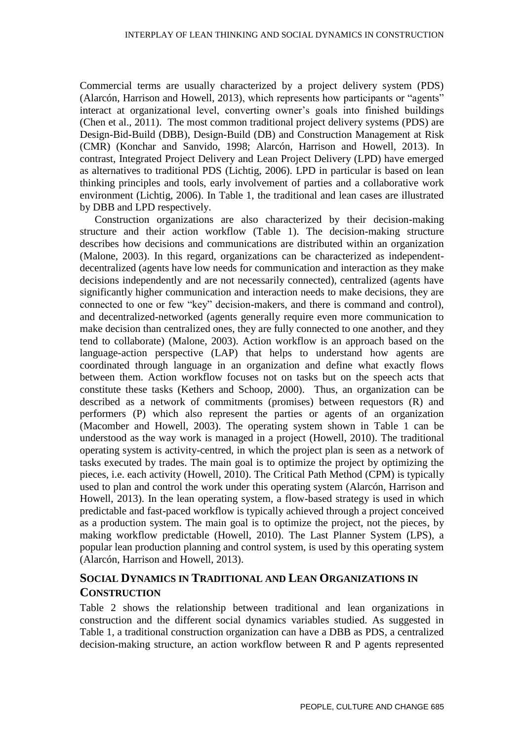Commercial terms are usually characterized by a project delivery system (PDS) (Alarcón, Harrison and Howell, 2013), which represents how participants or "agents" interact at organizational level, converting owner's goals into finished buildings (Chen et al., 2011). The most common traditional project delivery systems (PDS) are Design-Bid-Build (DBB), Design-Build (DB) and Construction Management at Risk (CMR) (Konchar and Sanvido, 1998; Alarcón, Harrison and Howell, 2013). In contrast, Integrated Project Delivery and Lean Project Delivery (LPD) have emerged as alternatives to traditional PDS (Lichtig, 2006). LPD in particular is based on lean thinking principles and tools, early involvement of parties and a collaborative work environment (Lichtig, 2006). In Table 1, the traditional and lean cases are illustrated by DBB and LPD respectively.

Construction organizations are also characterized by their decision-making structure and their action workflow (Table 1). The decision-making structure describes how decisions and communications are distributed within an organization (Malone, 2003). In this regard, organizations can be characterized as independent-decentralized (agents have low needs for communication and interaction as they make decisions independently and are not necessarily connected), centralized (agents have significantly higher communication and interaction needs to make decisions, they are connected to one or few "key" decision-makers, and there is command and control), and decentralized-networked (agents generally require even more communication to make decision than centralized ones, they are fully connected to one another, and they tend to collaborate) (Malone, 2003). Action workflow is an approach based on the language-action perspective (LAP) that helps to understand how agents are coordinated through language in an organization and define what exactly flows between them. Action workflow focuses not on tasks but on the speech acts that constitute these tasks (Kethers and Schoop, 2000). Thus, an organization can be described as a network of commitments (promises) between requestors (R) and performers (P) which also represent the parties or agents of an organization (Macomber and Howell, 2003). The operating system shown in Table 1 can be understood as the way work is managed in a project (Howell, 2010). The traditional operating system is activity-centred, in which the project plan is seen as a network of tasks executed by trades. The main goal is to optimize the project by optimizing the pieces, i.e. each activity (Howell, 2010). The Critical Path Method (CPM) is typically used to plan and control the work under this operating system (Alarcón, Harrison and Howell, 2013). In the lean operating system, a flow-based strategy is used in which predictable and fast-paced workflow is typically achieved through a project conceived as a production system. The main goal is to optimize the project, not the pieces, by making workflow predictable (Howell, 2010). The Last Planner System (LPS), a popular lean production planning and control system, is used by this operating system (Alarcón, Harrison and Howell, 2013).

## Social Dynamics in Traditional and Lean Organizations in Construction

Table 2 shows the relationship between traditional and lean organizations in construction and the different social dynamics variables studied. As suggested in Table 1, a traditional construction organization can have a DBB as PDS, a centralized decision-making structure, an action workflow between R and P agents represented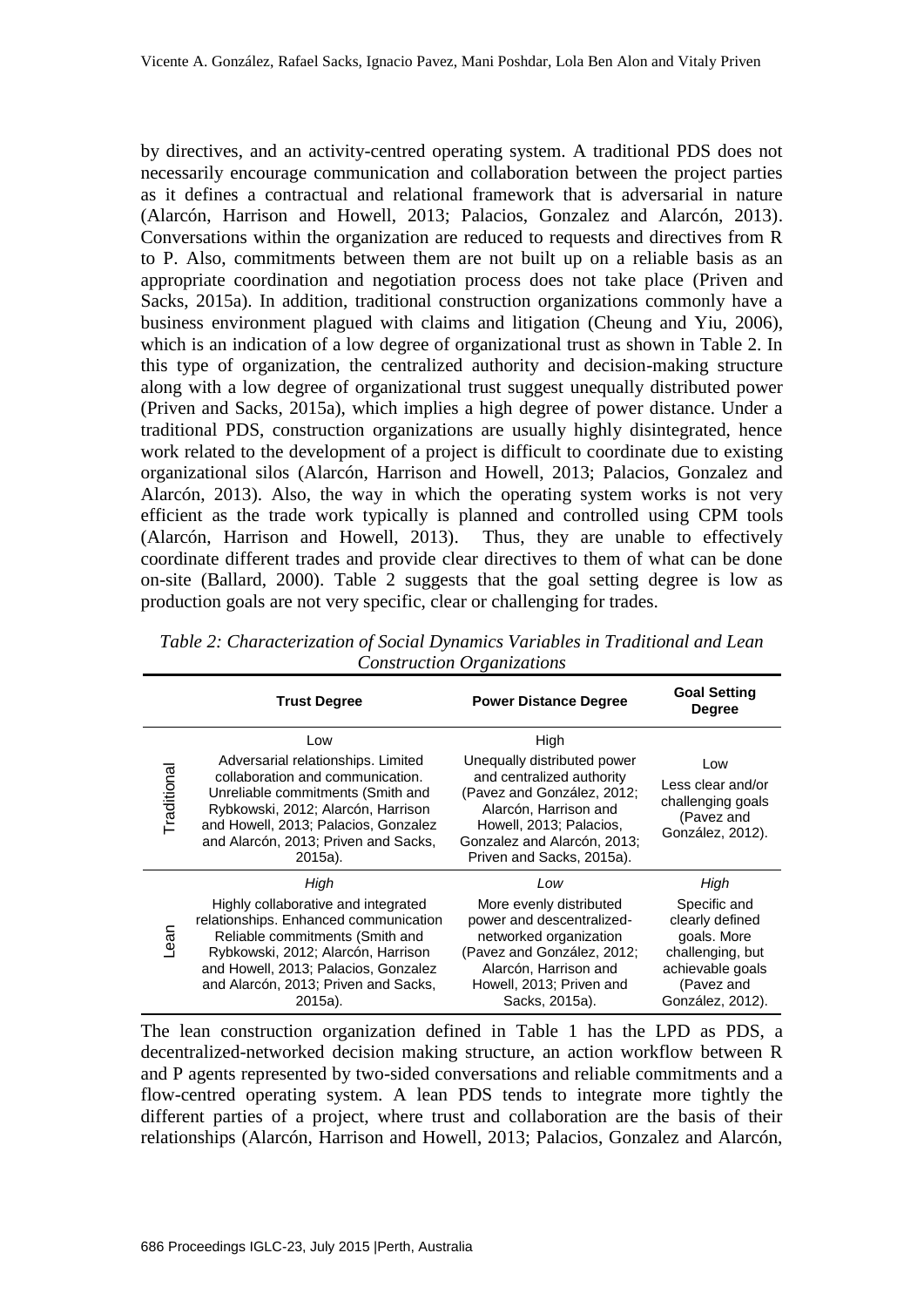by directives, and an activity-centred operating system. A traditional PDS does not necessarily encourage communication and collaboration between the project parties as it defines a contractual and relational framework that is adversarial in nature (Alarcón, Harrison and Howell, 2013; Palacios, Gonzalez and Alarcón, 2013). Conversations within the organization are reduced to requests and directives from R to P. Also, commitments between them are not built up on a reliable basis as an appropriate coordination and negotiation process does not take place (Priven and Sacks, 2015a). In addition, traditional construction organizations commonly have a business environment plagued with claims and litigation (Cheung and Yiu, 2006), which is an indication of a low degree of organizational trust as shown in Table 2. In this type of organization, the centralized authority and decision-making structure along with a low degree of organizational trust suggest unequally distributed power (Priven and Sacks, 2015a), which implies a high degree of power distance. Under a traditional PDS, construction organizations are usually highly disintegrated, hence work related to the development of a project is difficult to coordinate due to existing organizational silos (Alarcón, Harrison and Howell, 2013; Palacios, Gonzalez and Alarcón, 2013). Also, the way in which the operating system works is not very efficient as the trade work typically is planned and controlled using CPM tools (Alarcón, Harrison and Howell, 2013). Thus, they are unable to effectively coordinate different trades and provide clear directives to them of what can be done on-site (Ballard, 2000). Table 2 suggests that the goal setting degree is low as production goals are not very specific, clear or challenging for trades.

*Table 2: Characterization of Social Dynamics Variables in Traditional and Lean Construction Organizations*

| | Trust Degree | Power Distance Degree | Goal Setting Degree |
|---|---|---|---|
| Traditional | Low<br>Adversarial relationships. Limited collaboration and communication. Unreliable commitments (Smith and Rybkowski, 2012; Alarcón, Harrison and Howell, 2013; Palacios, Gonzalez and Alarcón, 2013; Priven and Sacks, 2015a). | High<br>Unequally distributed power and centralized authority (Pavez and González, 2012; Alarcón, Harrison and Howell, 2013; Palacios, Gonzalez and Alarcón, 2013; Priven and Sacks, 2015a). | Low<br>Less clear and/or challenging goals (Pavez and González, 2012). |
| Lean | *High*<br>Highly collaborative and integrated relationships. Enhanced communication Reliable commitments (Smith and Rybkowski, 2012; Alarcón, Harrison and Howell, 2013; Palacios, Gonzalez and Alarcón, 2013; Priven and Sacks, 2015a). | *Low*<br>More evenly distributed power and descentralized-networked organization (Pavez and González, 2012; Alarcón, Harrison and Howell, 2013; Priven and Sacks, 2015a). | *High*<br>Specific and clearly defined goals. More challenging, but achievable goals (Pavez and González, 2012). |

The lean construction organization defined in Table 1 has the LPD as PDS, a decentralized-networked decision making structure, an action workflow between R and P agents represented by two-sided conversations and reliable commitments and a flow-centred operating system. A lean PDS tends to integrate more tightly the different parties of a project, where trust and collaboration are the basis of their relationships (Alarcón, Harrison and Howell, 2013; Palacios, Gonzalez and Alarcón,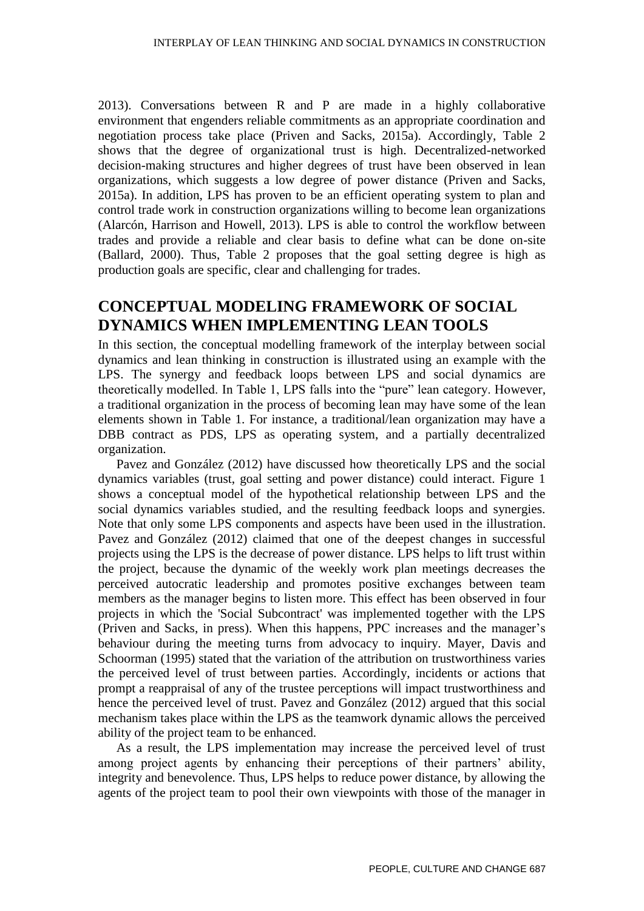2013). Conversations between R and P are made in a highly collaborative environment that engenders reliable commitments as an appropriate coordination and negotiation process take place (Priven and Sacks, 2015a). Accordingly, Table 2 shows that the degree of organizational trust is high. Decentralized-networked decision-making structures and higher degrees of trust have been observed in lean organizations, which suggests a low degree of power distance (Priven and Sacks, 2015a). In addition, LPS has proven to be an efficient operating system to plan and control trade work in construction organizations willing to become lean organizations (Alarcón, Harrison and Howell, 2013). LPS is able to control the workflow between trades and provide a reliable and clear basis to define what can be done on-site (Ballard, 2000). Thus, Table 2 proposes that the goal setting degree is high as production goals are specific, clear and challenging for trades.

## CONCEPTUAL MODELING FRAMEWORK OF SOCIAL DYNAMICS WHEN IMPLEMENTING LEAN TOOLS

In this section, the conceptual modelling framework of the interplay between social dynamics and lean thinking in construction is illustrated using an example with the LPS. The synergy and feedback loops between LPS and social dynamics are theoretically modelled. In Table 1, LPS falls into the "pure" lean category. However, a traditional organization in the process of becoming lean may have some of the lean elements shown in Table 1. For instance, a traditional/lean organization may have a DBB contract as PDS, LPS as operating system, and a partially decentralized organization.

Pavez and González (2012) have discussed how theoretically LPS and the social dynamics variables (trust, goal setting and power distance) could interact. Figure 1 shows a conceptual model of the hypothetical relationship between LPS and the social dynamics variables studied, and the resulting feedback loops and synergies. Note that only some LPS components and aspects have been used in the illustration. Pavez and González (2012) claimed that one of the deepest changes in successful projects using the LPS is the decrease of power distance. LPS helps to lift trust within the project, because the dynamic of the weekly work plan meetings decreases the perceived autocratic leadership and promotes positive exchanges between team members as the manager begins to listen more. This effect has been observed in four projects in which the 'Social Subcontract' was implemented together with the LPS (Priven and Sacks, in press). When this happens, PPC increases and the manager's behaviour during the meeting turns from advocacy to inquiry. Mayer, Davis and Schoorman (1995) stated that the variation of the attribution on trustworthiness varies the perceived level of trust between parties. Accordingly, incidents or actions that prompt a reappraisal of any of the trustee perceptions will impact trustworthiness and hence the perceived level of trust. Pavez and González (2012) argued that this social mechanism takes place within the LPS as the teamwork dynamic allows the perceived ability of the project team to be enhanced.

As a result, the LPS implementation may increase the perceived level of trust among project agents by enhancing their perceptions of their partners' ability, integrity and benevolence. Thus, LPS helps to reduce power distance, by allowing the agents of the project team to pool their own viewpoints with those of the manager in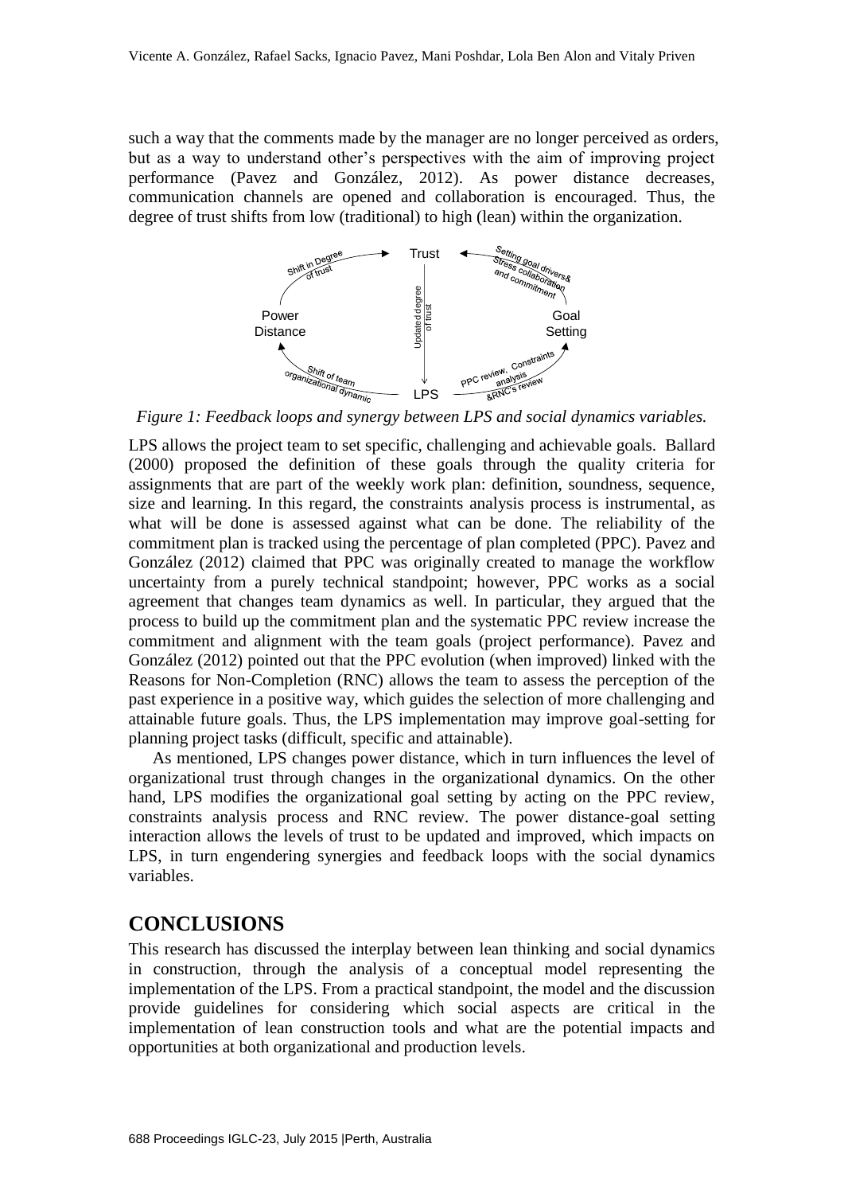such a way that the comments made by the manager are no longer perceived as orders, but as a way to understand other's perspectives with the aim of improving project performance (Pavez and González, 2012). As power distance decreases, communication channels are opened and collaboration is encouraged. Thus, the degree of trust shifts from low (traditional) to high (lean) within the organization.

*Figure 1: Feedback loops and synergy between LPS and social dynamics variables.*

LPS allows the project team to set specific, challenging and achievable goals. Ballard (2000) proposed the definition of these goals through the quality criteria for assignments that are part of the weekly work plan: definition, soundness, sequence, size and learning. In this regard, the constraints analysis process is instrumental, as what will be done is assessed against what can be done. The reliability of the commitment plan is tracked using the percentage of plan completed (PPC). Pavez and González (2012) claimed that PPC was originally created to manage the workflow uncertainty from a purely technical standpoint; however, PPC works as a social agreement that changes team dynamics as well. In particular, they argued that the process to build up the commitment plan and the systematic PPC review increase the commitment and alignment with the team goals (project performance). Pavez and González (2012) pointed out that the PPC evolution (when improved) linked with the Reasons for Non-Completion (RNC) allows the team to assess the perception of the past experience in a positive way, which guides the selection of more challenging and attainable future goals. Thus, the LPS implementation may improve goal-setting for planning project tasks (difficult, specific and attainable).

As mentioned, LPS changes power distance, which in turn influences the level of organizational trust through changes in the organizational dynamics. On the other hand, LPS modifies the organizational goal setting by acting on the PPC review, constraints analysis process and RNC review. The power distance-goal setting interaction allows the levels of trust to be updated and improved, which impacts on LPS, in turn engendering synergies and feedback loops with the social dynamics variables.

## CONCLUSIONS

This research has discussed the interplay between lean thinking and social dynamics in construction, through the analysis of a conceptual model representing the implementation of the LPS. From a practical standpoint, the model and the discussion provide guidelines for considering which social aspects are critical in the implementation of lean construction tools and what are the potential impacts and opportunities at both organizational and production levels.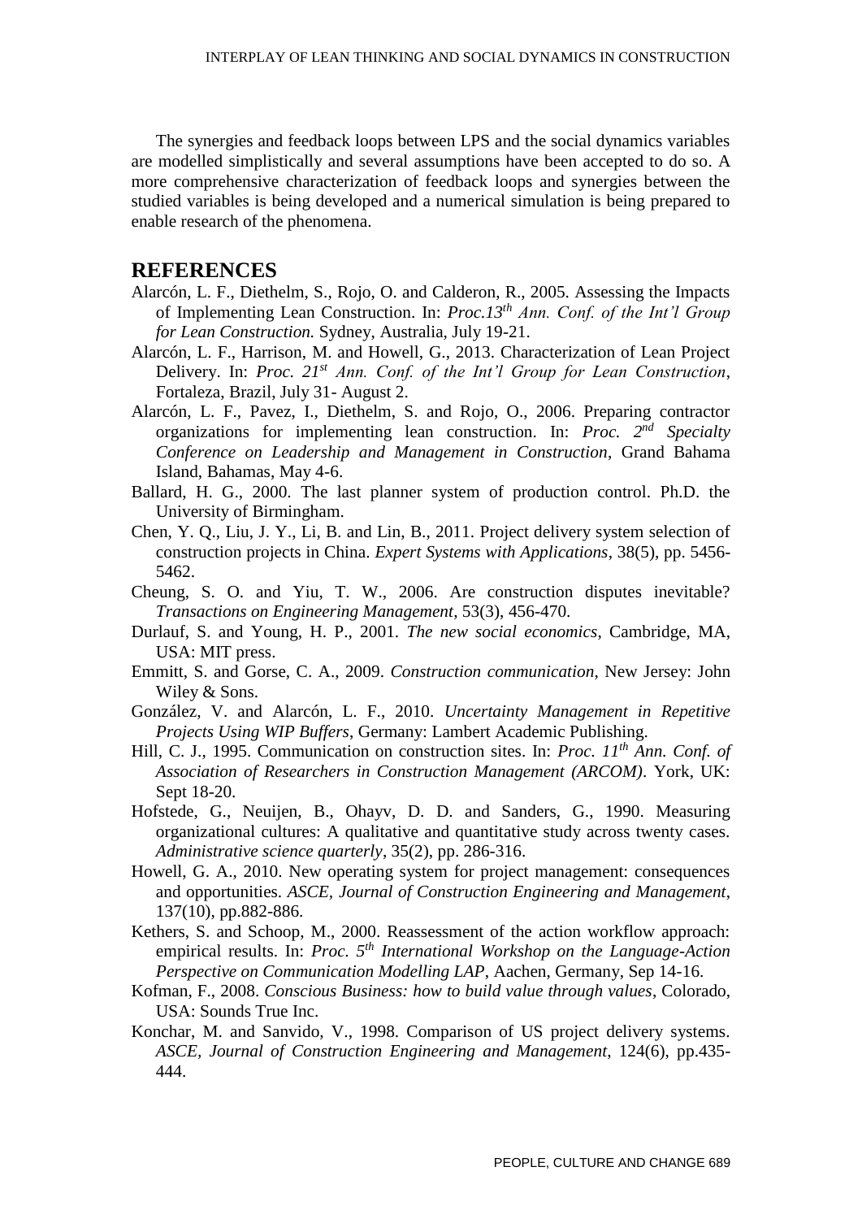The synergies and feedback loops between LPS and the social dynamics variables are modelled simplistically and several assumptions have been accepted to do so. A more comprehensive characterization of feedback loops and synergies between the studied variables is being developed and a numerical simulation is being prepared to enable research of the phenomena.

## REFERENCES

Alarcón, L. F., Diethelm, S., Rojo, O. and Calderon, R., 2005. Assessing the Impacts of Implementing Lean Construction. In: *Proc.13th Ann. Conf. of the Int'l Group for Lean Construction.* Sydney, Australia, July 19-21.

Alarcón, L. F., Harrison, M. and Howell, G., 2013. Characterization of Lean Project Delivery. In: *Proc. 21st Ann. Conf. of the Int'l Group for Lean Construction*, Fortaleza, Brazil, July 31- August 2.

Alarcón, L. F., Pavez, I., Diethelm, S. and Rojo, O., 2006. Preparing contractor organizations for implementing lean construction. In: *Proc. 2nd Specialty Conference on Leadership and Management in Construction*, Grand Bahama Island, Bahamas, May 4-6.

Ballard, H. G., 2000. The last planner system of production control. Ph.D. the University of Birmingham.

Chen, Y. Q., Liu, J. Y., Li, B. and Lin, B., 2011. Project delivery system selection of construction projects in China. *Expert Systems with Applications*, 38(5), pp. 5456-5462.

Cheung, S. O. and Yiu, T. W., 2006. Are construction disputes inevitable? *Transactions on Engineering Management*, 53(3), 456-470.

Durlauf, S. and Young, H. P., 2001. *The new social economics*, Cambridge, MA, USA: MIT press.

Emmitt, S. and Gorse, C. A., 2009. *Construction communication*, New Jersey: John Wiley & Sons.

González, V. and Alarcón, L. F., 2010. *Uncertainty Management in Repetitive Projects Using WIP Buffers*, Germany: Lambert Academic Publishing.

Hill, C. J., 1995. Communication on construction sites. In: *Proc. 11th Ann. Conf. of Association of Researchers in Construction Management (ARCOM)*. York, UK: Sept 18-20.

Hofstede, G., Neuijen, B., Ohayv, D. D. and Sanders, G., 1990. Measuring organizational cultures: A qualitative and quantitative study across twenty cases. *Administrative science quarterly*, 35(2), pp. 286-316.

Howell, G. A., 2010. New operating system for project management: consequences and opportunities. *ASCE, Journal of Construction Engineering and Management*, 137(10), pp.882-886.

Kethers, S. and Schoop, M., 2000. Reassessment of the action workflow approach: empirical results. In: *Proc. 5th International Workshop on the Language-Action Perspective on Communication Modelling LAP*, Aachen, Germany, Sep 14-16.

Kofman, F., 2008. *Conscious Business: how to build value through values*, Colorado, USA: Sounds True Inc.

Konchar, M. and Sanvido, V., 1998. Comparison of US project delivery systems. *ASCE, Journal of Construction Engineering and Management*, 124(6), pp.435-444.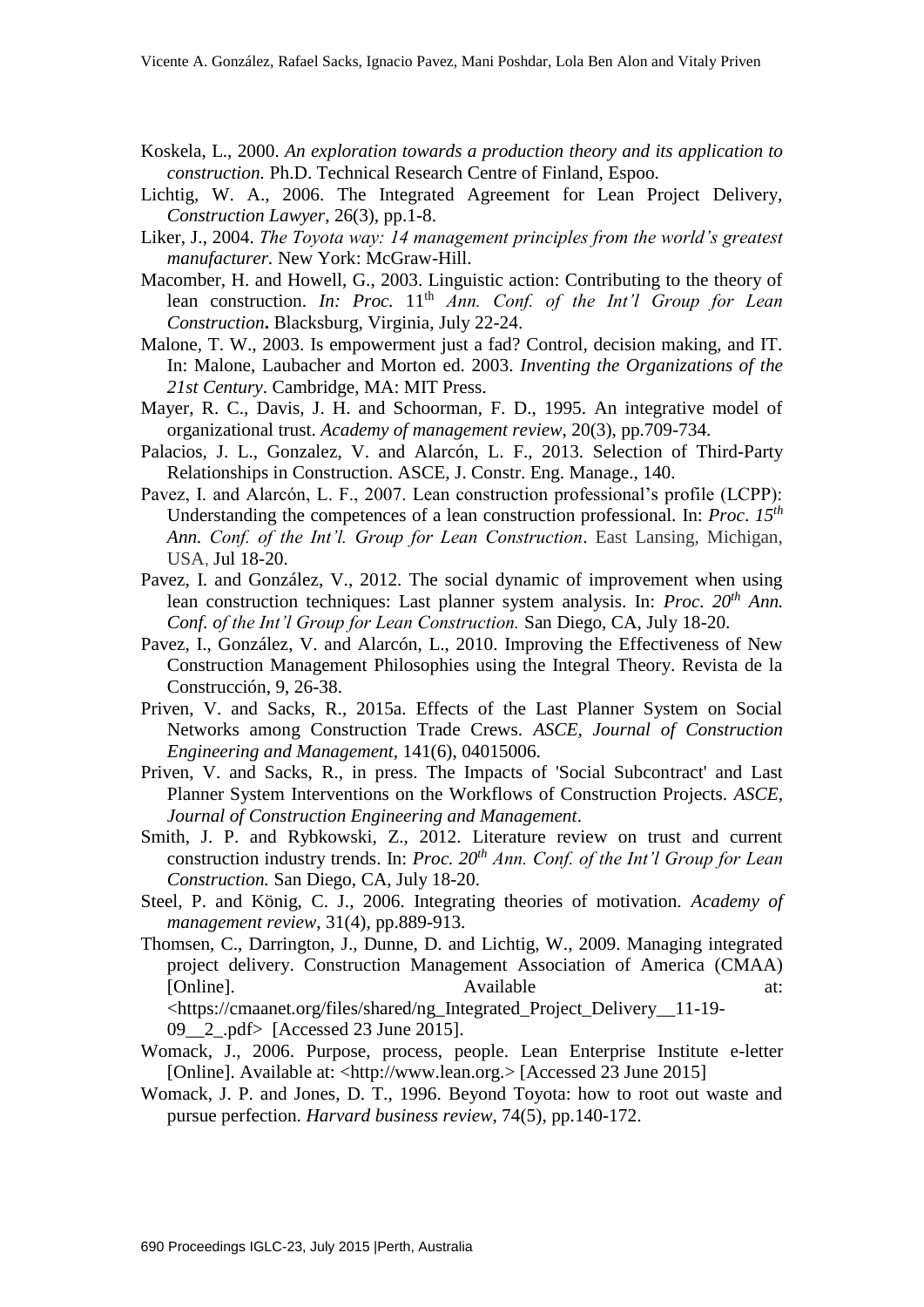Koskela, L., 2000. *An exploration towards a production theory and its application to construction.* Ph.D. Technical Research Centre of Finland, Espoo.

Lichtig, W. A., 2006. The Integrated Agreement for Lean Project Delivery, *Construction Lawyer*, 26(3), pp.1-8.

Liker, J., 2004. *The Toyota way: 14 management principles from the world's greatest manufacturer.* New York: McGraw-Hill.

Macomber, H. and Howell, G., 2003. Linguistic action: Contributing to the theory of lean construction. *In: Proc.* 11th *Ann. Conf. of the Int'l Group for Lean Construction*. Blacksburg, Virginia, July 22-24.

Malone, T. W., 2003. Is empowerment just a fad? Control, decision making, and IT. In: Malone, Laubacher and Morton ed. 2003. *Inventing the Organizations of the 21st Century*. Cambridge, MA: MIT Press.

Mayer, R. C., Davis, J. H. and Schoorman, F. D., 1995. An integrative model of organizational trust. *Academy of management review*, 20(3), pp.709-734.

Palacios, J. L., Gonzalez, V. and Alarcón, L. F., 2013. Selection of Third-Party Relationships in Construction. ASCE, J. Constr. Eng. Manage., 140.

Pavez, I. and Alarcón, L. F., 2007. Lean construction professional's profile (LCPP): Understanding the competences of a lean construction professional. In: *Proc*. *15th Ann. Conf. of the Int'l. Group for Lean Construction*. East Lansing, Michigan, USA, Jul 18-20.

Pavez, I. and González, V., 2012. The social dynamic of improvement when using lean construction techniques: Last planner system analysis. In: *Proc. 20th Ann. Conf. of the Int'l Group for Lean Construction.* San Diego, CA, July 18-20.

Pavez, I., González, V. and Alarcón, L., 2010. Improving the Effectiveness of New Construction Management Philosophies using the Integral Theory. Revista de la Construcción, 9, 26-38.

Priven, V. and Sacks, R., 2015a. Effects of the Last Planner System on Social Networks among Construction Trade Crews. *ASCE, Journal of Construction Engineering and Management*, 141(6), 04015006.

Priven, V. and Sacks, R., in press. The Impacts of 'Social Subcontract' and Last Planner System Interventions on the Workflows of Construction Projects. *ASCE, Journal of Construction Engineering and Management*.

Smith, J. P. and Rybkowski, Z., 2012. Literature review on trust and current construction industry trends. In: *Proc. 20th Ann. Conf. of the Int'l Group for Lean Construction.* San Diego, CA, July 18-20.

Steel, P. and König, C. J., 2006. Integrating theories of motivation. *Academy of management review*, 31(4), pp.889-913.

Thomsen, C., Darrington, J., Dunne, D. and Lichtig, W., 2009. Managing integrated project delivery. Construction Management Association of America (CMAA) [Online]. Available at: <https://cmaanet.org/files/shared/ng_Integrated_Project_Delivery__11-19-09__2_.pdf> [Accessed 23 June 2015].

Womack, J., 2006. Purpose, process, people. Lean Enterprise Institute e-letter [Online]. Available at: <http://www.lean.org.> [Accessed 23 June 2015]

Womack, J. P. and Jones, D. T., 1996. Beyond Toyota: how to root out waste and pursue perfection. *Harvard business review*, 74(5), pp.140-172.